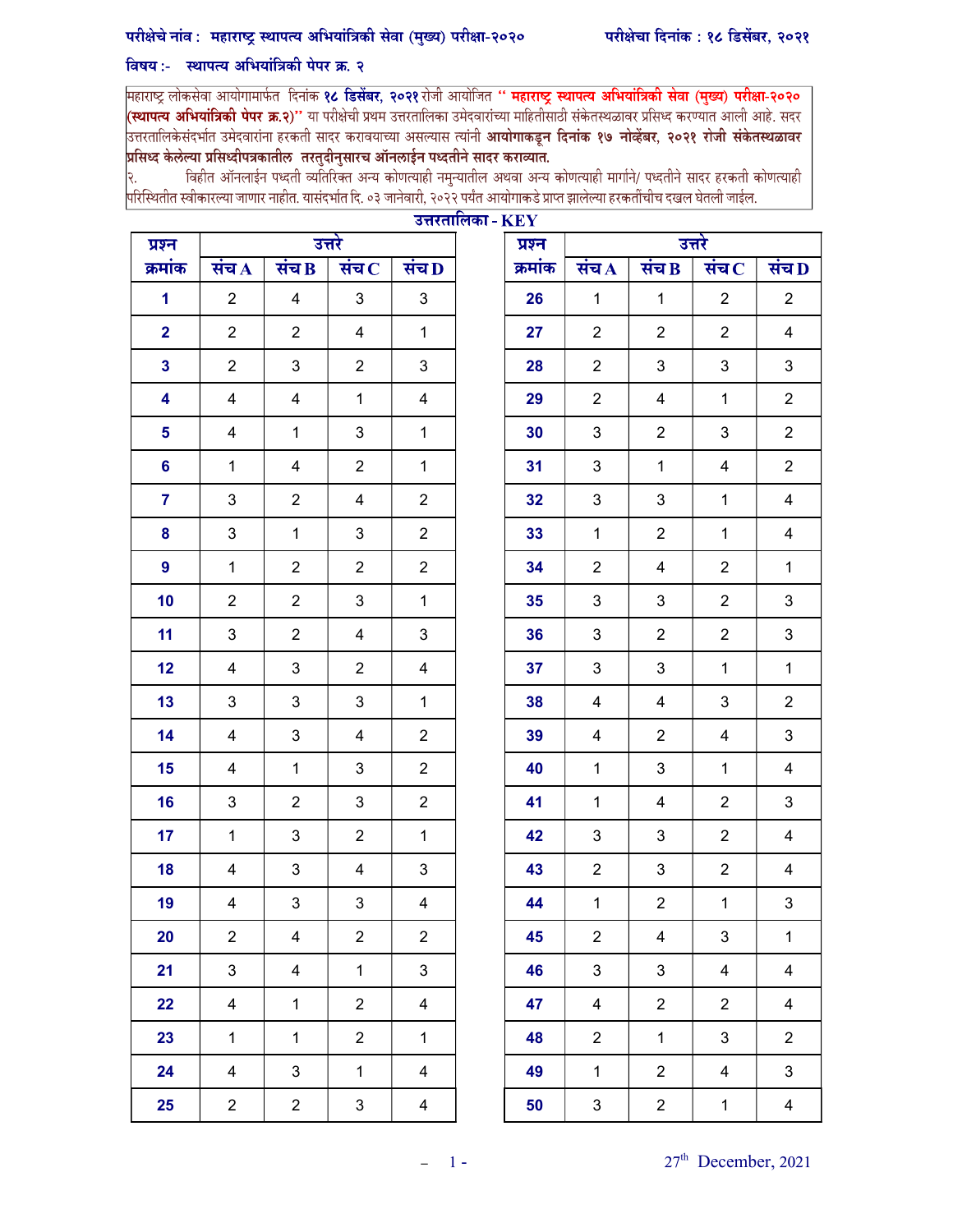**परीक्षेचे नांव : महाराष्ट्र स्थापत्य अभियांत्रिकी सेवा (मुख्य) परीक्षा-२०२०** **परीक्षेचा दिनांक : १८ डिसेंबर, २०२१**

**विषय :- स्थापत्य अभियांत्रिकी पेपर क्र. २**

महाराष्ट्र लोकसेवा आयोगामार्फत दिनांक **१८ डिसेंबर, २०२१** रोजी आयोजित **" महाराष्ट्र स्थापत्य अभियांत्रिकी सेवा (मुख्य) परीक्षा-२०२० (स्थापत्य अभियांत्रिकी पेपर क्र.२)"** या परीक्षेची प्रथम उत्तरतालिका उमेदवारांच्या माहितीसाठी संकेतस्थळावर प्रसिध्द करण्यात आली आहे. सदर उत्तरतालिकेसंदर्भात उमेदवारांना हरकती सादर करावयाच्या असल्यास त्यांनी **आयोगाकडून दिनांक १७ नोव्हेंबर, २०२१ रोजी संकेतस्थळावर प्रसिध्द केलेल्या प्रसिध्दीपत्रकातील तरतुदीनुसारच ऑनलाईन पध्दतीने सादर कराव्यात.**

२. विहीत ऑनलाईन पध्दती व्यतिरिक्त अन्य कोणत्याही नमुन्यातील अथवा अन्य कोणत्याही मार्गाने/ पध्दतीने सादर हरकती कोणत्याही परिस्थितीत स्वीकारल्या जाणार नाहीत. यासंदर्भात दि. ०३ जानेवारी, २०२२ पर्यंत आयोगाकडे प्राप्त झालेल्या हरकतींचीच दखल घेतली जाईल.

**उत्तरतालिका - KEY**

| प्रश्न क्रमांक | उत्तरे | | | |
|---|---|---|---|---|
| | संच A | संच B | संच C | संच D |
| 1 | 2 | 4 | 3 | 3 |
| 2 | 2 | 2 | 4 | 1 |
| 3 | 2 | 3 | 2 | 3 |
| 4 | 4 | 4 | 1 | 4 |
| 5 | 4 | 1 | 3 | 1 |
| 6 | 1 | 4 | 2 | 1 |
| 7 | 3 | 2 | 4 | 2 |
| 8 | 3 | 1 | 3 | 2 |
| 9 | 1 | 2 | 2 | 2 |
| 10 | 2 | 2 | 3 | 1 |
| 11 | 3 | 2 | 4 | 3 |
| 12 | 4 | 3 | 2 | 4 |
| 13 | 3 | 3 | 3 | 1 |
| 14 | 4 | 3 | 4 | 2 |
| 15 | 4 | 1 | 3 | 2 |
| 16 | 3 | 2 | 3 | 2 |
| 17 | 1 | 3 | 2 | 1 |
| 18 | 4 | 3 | 4 | 3 |
| 19 | 4 | 3 | 3 | 4 |
| 20 | 2 | 4 | 2 | 2 |
| 21 | 3 | 4 | 1 | 3 |
| 22 | 4 | 1 | 2 | 4 |
| 23 | 1 | 1 | 2 | 1 |
| 24 | 4 | 3 | 1 | 4 |
| 25 | 2 | 2 | 3 | 4 |
| 26 | 1 | 1 | 2 | 2 |
| 27 | 2 | 2 | 2 | 4 |
| 28 | 2 | 3 | 3 | 3 |
| 29 | 2 | 4 | 1 | 2 |
| 30 | 3 | 2 | 3 | 2 |
| 31 | 3 | 1 | 4 | 2 |
| 32 | 3 | 3 | 1 | 4 |
| 33 | 1 | 2 | 1 | 4 |
| 34 | 2 | 4 | 2 | 1 |
| 35 | 3 | 3 | 2 | 3 |
| 36 | 3 | 2 | 2 | 3 |
| 37 | 3 | 3 | 1 | 1 |
| 38 | 4 | 4 | 3 | 2 |
| 39 | 4 | 2 | 4 | 3 |
| 40 | 1 | 3 | 1 | 4 |
| 41 | 1 | 4 | 2 | 3 |
| 42 | 3 | 3 | 2 | 4 |
| 43 | 2 | 3 | 2 | 4 |
| 44 | 1 | 2 | 1 | 3 |
| 45 | 2 | 4 | 3 | 1 |
| 46 | 3 | 3 | 4 | 4 |
| 47 | 4 | 2 | 2 | 4 |
| 48 | 2 | 1 | 3 | 2 |
| 49 | 1 | 2 | 4 | 3 |
| 50 | 3 | 2 | 1 | 4 |

27th December, 2021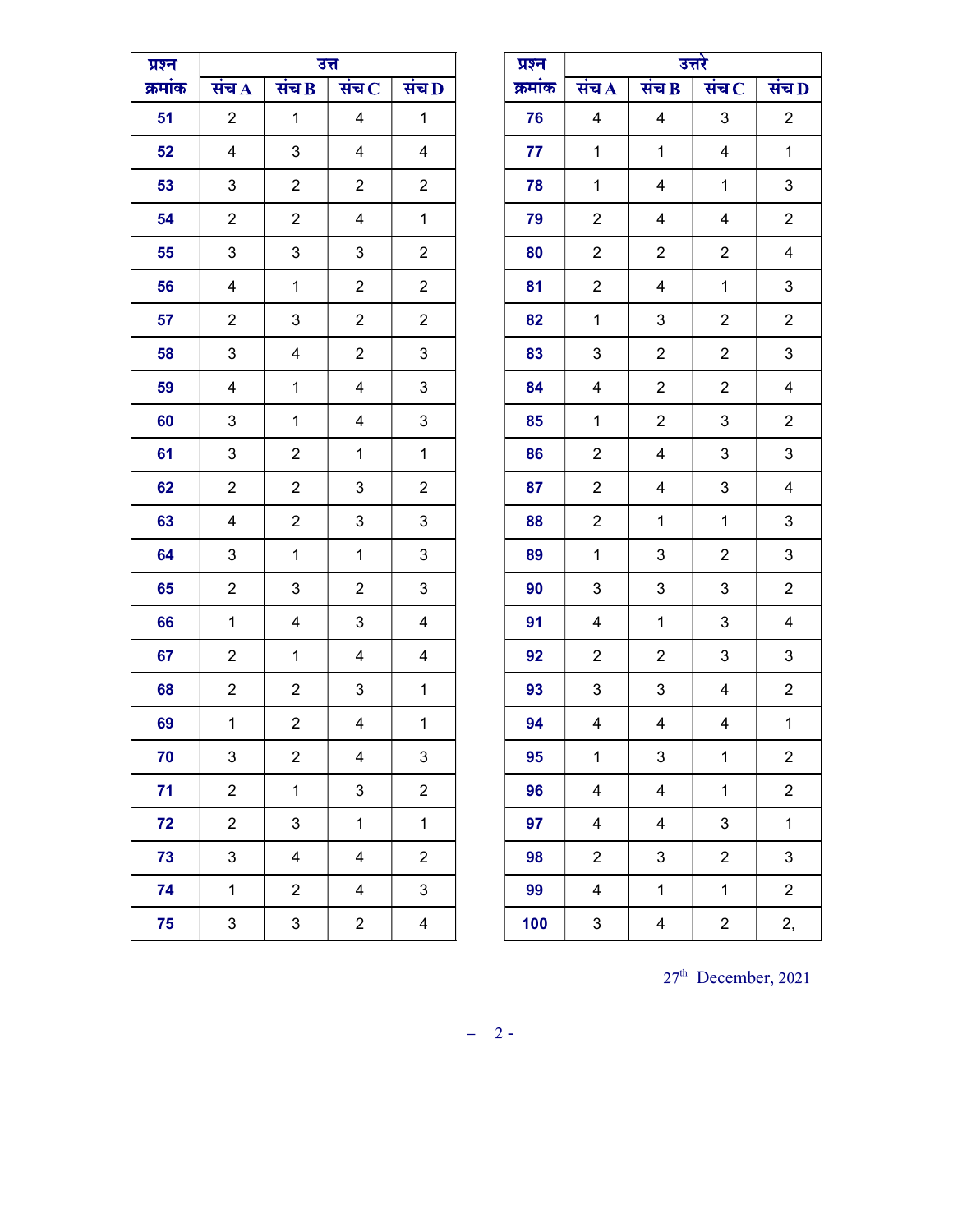| प्रश्न | उत्त | | | |
|---|---|---|---|---|
| क्रमांक | संच A | संच B | संच C | संच D |
| 51 | 2 | 1 | 4 | 1 |
| 52 | 4 | 3 | 4 | 4 |
| 53 | 3 | 2 | 2 | 2 |
| 54 | 2 | 2 | 4 | 1 |
| 55 | 3 | 3 | 3 | 2 |
| 56 | 4 | 1 | 2 | 2 |
| 57 | 2 | 3 | 2 | 2 |
| 58 | 3 | 4 | 2 | 3 |
| 59 | 4 | 1 | 4 | 3 |
| 60 | 3 | 1 | 4 | 3 |
| 61 | 3 | 2 | 1 | 1 |
| 62 | 2 | 2 | 3 | 2 |
| 63 | 4 | 2 | 3 | 3 |
| 64 | 3 | 1 | 1 | 3 |
| 65 | 2 | 3 | 2 | 3 |
| 66 | 1 | 4 | 3 | 4 |
| 67 | 2 | 1 | 4 | 4 |
| 68 | 2 | 2 | 3 | 1 |
| 69 | 1 | 2 | 4 | 1 |
| 70 | 3 | 2 | 4 | 3 |
| 71 | 2 | 1 | 3 | 2 |
| 72 | 2 | 3 | 1 | 1 |
| 73 | 3 | 4 | 4 | 2 |
| 74 | 1 | 2 | 4 | 3 |
| 75 | 3 | 3 | 2 | 4 |

| प्रश्न | उत्तरे | | | |
|---|---|---|---|---|
| क्रमांक | संच A | संच B | संच C | संच D |
| 76 | 4 | 4 | 3 | 2 |
| 77 | 1 | 1 | 4 | 1 |
| 78 | 1 | 4 | 1 | 3 |
| 79 | 2 | 4 | 4 | 2 |
| 80 | 2 | 2 | 2 | 4 |
| 81 | 2 | 4 | 1 | 3 |
| 82 | 1 | 3 | 2 | 2 |
| 83 | 3 | 2 | 2 | 3 |
| 84 | 4 | 2 | 2 | 4 |
| 85 | 1 | 2 | 3 | 2 |
| 86 | 2 | 4 | 3 | 3 |
| 87 | 2 | 4 | 3 | 4 |
| 88 | 2 | 1 | 1 | 3 |
| 89 | 1 | 3 | 2 | 3 |
| 90 | 3 | 3 | 3 | 2 |
| 91 | 4 | 1 | 3 | 4 |
| 92 | 2 | 2 | 3 | 3 |
| 93 | 3 | 3 | 4 | 2 |
| 94 | 4 | 4 | 4 | 1 |
| 95 | 1 | 3 | 1 | 2 |
| 96 | 4 | 4 | 1 | 2 |
| 97 | 4 | 4 | 3 | 1 |
| 98 | 2 | 3 | 2 | 3 |
| 99 | 4 | 1 | 1 | 2 |
| 100 | 3 | 4 | 2 | 2, |

27th December, 2021